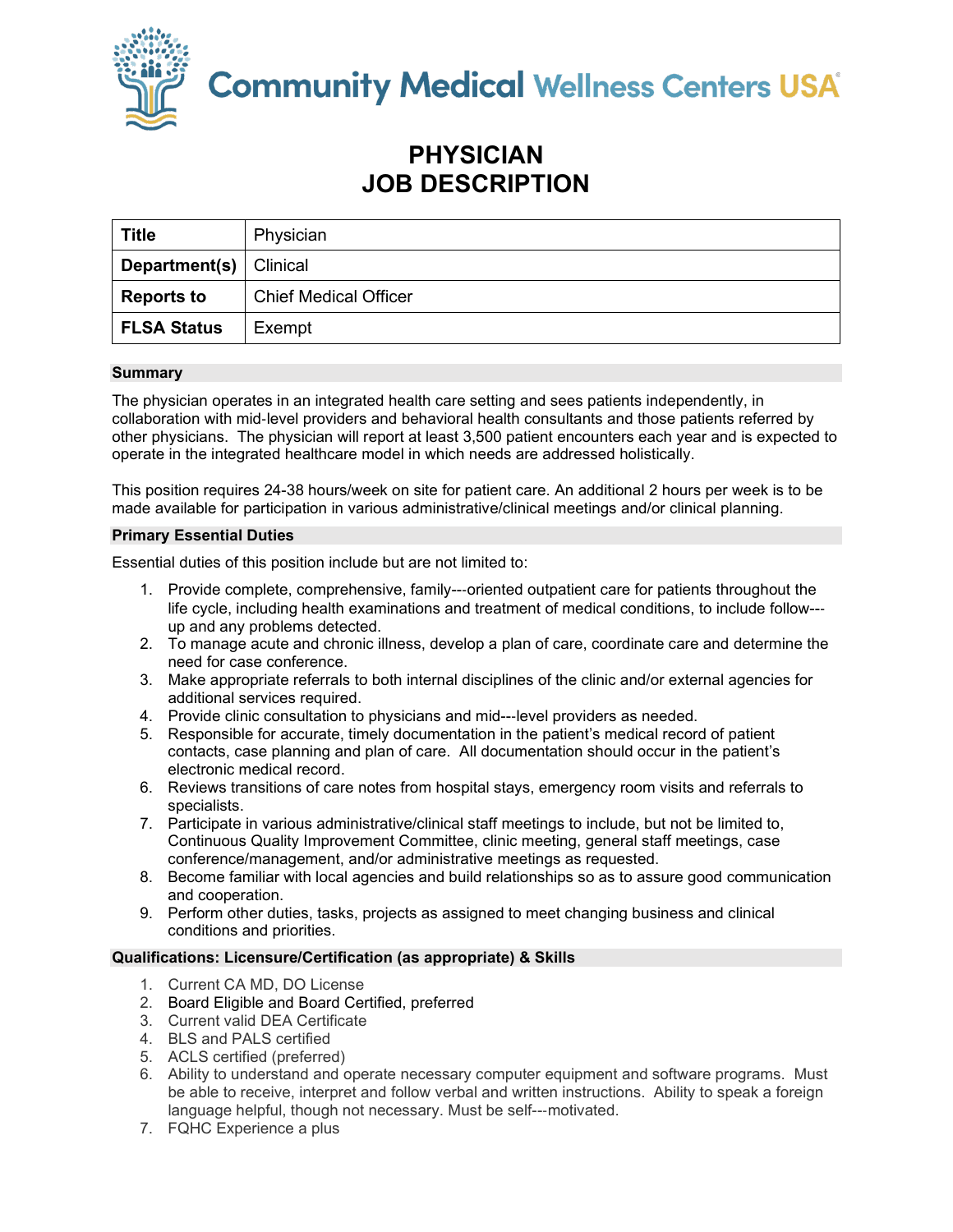Community Medical Wellness Centers USA

# PHYSICIAN
# JOB DESCRIPTION

| Title | Physician |
|---|---|
| Department(s) | Clinical |
| Reports to | Chief Medical Officer |
| FLSA Status | Exempt |

## Summary

The physician operates in an integrated health care setting and sees patients independently, in collaboration with mid-level providers and behavioral health consultants and those patients referred by other physicians. The physician will report at least 3,500 patient encounters each year and is expected to operate in the integrated healthcare model in which needs are addressed holistically.

This position requires 24-38 hours/week on site for patient care. An additional 2 hours per week is to be made available for participation in various administrative/clinical meetings and/or clinical planning.

## Primary Essential Duties

Essential duties of this position include but are not limited to:

1. Provide complete, comprehensive, family---oriented outpatient care for patients throughout the life cycle, including health examinations and treatment of medical conditions, to include follow---up and any problems detected.
2. To manage acute and chronic illness, develop a plan of care, coordinate care and determine the need for case conference.
3. Make appropriate referrals to both internal disciplines of the clinic and/or external agencies for additional services required.
4. Provide clinic consultation to physicians and mid---level providers as needed.
5. Responsible for accurate, timely documentation in the patient's medical record of patient contacts, case planning and plan of care. All documentation should occur in the patient's electronic medical record.
6. Reviews transitions of care notes from hospital stays, emergency room visits and referrals to specialists.
7. Participate in various administrative/clinical staff meetings to include, but not be limited to, Continuous Quality Improvement Committee, clinic meeting, general staff meetings, case conference/management, and/or administrative meetings as requested.
8. Become familiar with local agencies and build relationships so as to assure good communication and cooperation.
9. Perform other duties, tasks, projects as assigned to meet changing business and clinical conditions and priorities.

## Qualifications: Licensure/Certification (as appropriate) & Skills

1. Current CA MD, DO License
2. Board Eligible and Board Certified, preferred
3. Current valid DEA Certificate
4. BLS and PALS certified
5. ACLS certified (preferred)
6. Ability to understand and operate necessary computer equipment and software programs. Must be able to receive, interpret and follow verbal and written instructions. Ability to speak a foreign language helpful, though not necessary. Must be self---motivated.
7. FQHC Experience a plus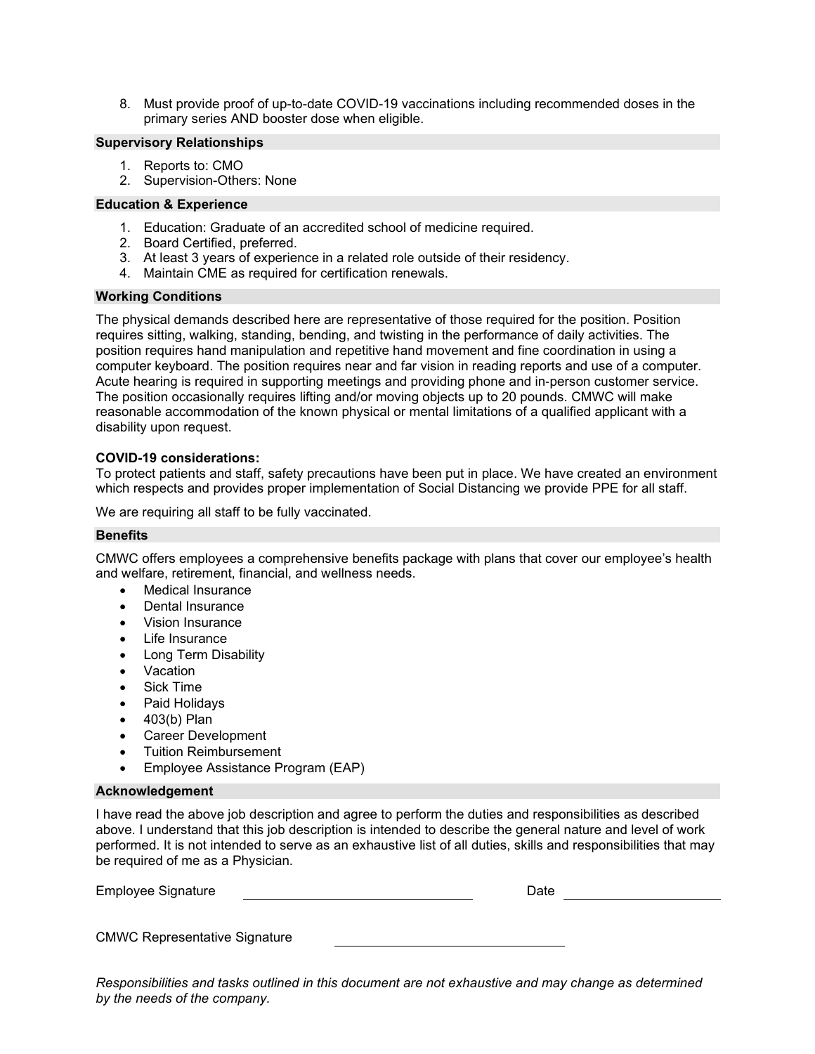8. Must provide proof of up-to-date COVID-19 vaccinations including recommended doses in the primary series AND booster dose when eligible.

## Supervisory Relationships

1. Reports to: CMO
2. Supervision-Others: None

## Education & Experience

1. Education: Graduate of an accredited school of medicine required.
2. Board Certified, preferred.
3. At least 3 years of experience in a related role outside of their residency.
4. Maintain CME as required for certification renewals.

## Working Conditions

The physical demands described here are representative of those required for the position. Position requires sitting, walking, standing, bending, and twisting in the performance of daily activities. The position requires hand manipulation and repetitive hand movement and fine coordination in using a computer keyboard. The position requires near and far vision in reading reports and use of a computer. Acute hearing is required in supporting meetings and providing phone and in-person customer service. The position occasionally requires lifting and/or moving objects up to 20 pounds. CMWC will make reasonable accommodation of the known physical or mental limitations of a qualified applicant with a disability upon request.

**COVID-19 considerations:**
To protect patients and staff, safety precautions have been put in place. We have created an environment which respects and provides proper implementation of Social Distancing we provide PPE for all staff.

We are requiring all staff to be fully vaccinated.

## Benefits

CMWC offers employees a comprehensive benefits package with plans that cover our employee's health and welfare, retirement, financial, and wellness needs.

- Medical Insurance
- Dental Insurance
- Vision Insurance
- Life Insurance
- Long Term Disability
- Vacation
- Sick Time
- Paid Holidays
- 403(b) Plan
- Career Development
- Tuition Reimbursement
- Employee Assistance Program (EAP)

## Acknowledgement

I have read the above job description and agree to perform the duties and responsibilities as described above. I understand that this job description is intended to describe the general nature and level of work performed. It is not intended to serve as an exhaustive list of all duties, skills and responsibilities that may be required of me as a Physician.

Employee Signature ______________________________ Date ____________________

CMWC Representative Signature ______________________________

*Responsibilities and tasks outlined in this document are not exhaustive and may change as determined by the needs of the company.*